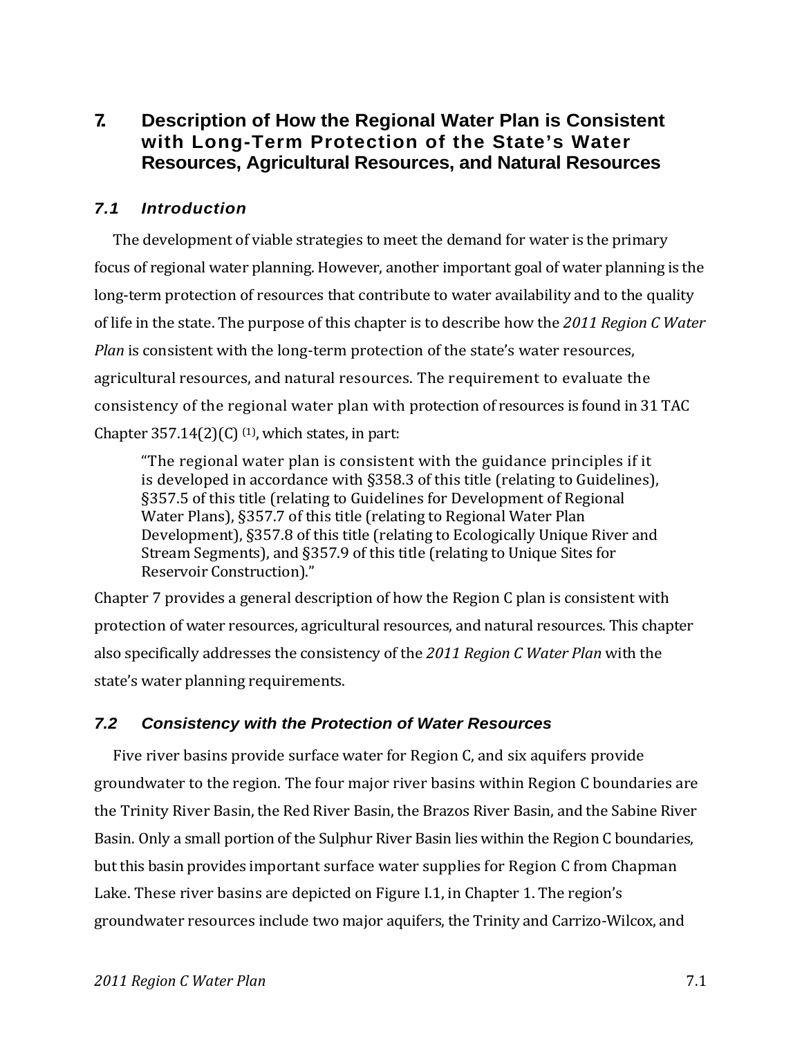# 7. Description of How the Regional Water Plan is Consistent with Long-Term Protection of the State's Water Resources, Agricultural Resources, and Natural Resources

## *7.1 Introduction*

The development of viable strategies to meet the demand for water is the primary focus of regional water planning. However, another important goal of water planning is the long-term protection of resources that contribute to water availability and to the quality of life in the state. The purpose of this chapter is to describe how the *2011 Region C Water Plan* is consistent with the long-term protection of the state's water resources, agricultural resources, and natural resources. The requirement to evaluate the consistency of the regional water plan with protection of resources is found in 31 TAC Chapter 357.14(2)(C) [(1)], which states, in part:

> "The regional water plan is consistent with the guidance principles if it is developed in accordance with §358.3 of this title (relating to Guidelines), §357.5 of this title (relating to Guidelines for Development of Regional Water Plans), §357.7 of this title (relating to Regional Water Plan Development), §357.8 of this title (relating to Ecologically Unique River and Stream Segments), and §357.9 of this title (relating to Unique Sites for Reservoir Construction)."

Chapter 7 provides a general description of how the Region C plan is consistent with protection of water resources, agricultural resources, and natural resources. This chapter also specifically addresses the consistency of the *2011 Region C Water Plan* with the state's water planning requirements.

## *7.2 Consistency with the Protection of Water Resources*

Five river basins provide surface water for Region C, and six aquifers provide groundwater to the region. The four major river basins within Region C boundaries are the Trinity River Basin, the Red River Basin, the Brazos River Basin, and the Sabine River Basin. Only a small portion of the Sulphur River Basin lies within the Region C boundaries, but this basin provides important surface water supplies for Region C from Chapman Lake. These river basins are depicted on Figure I.1, in Chapter 1. The region's groundwater resources include two major aquifers, the Trinity and Carrizo-Wilcox, and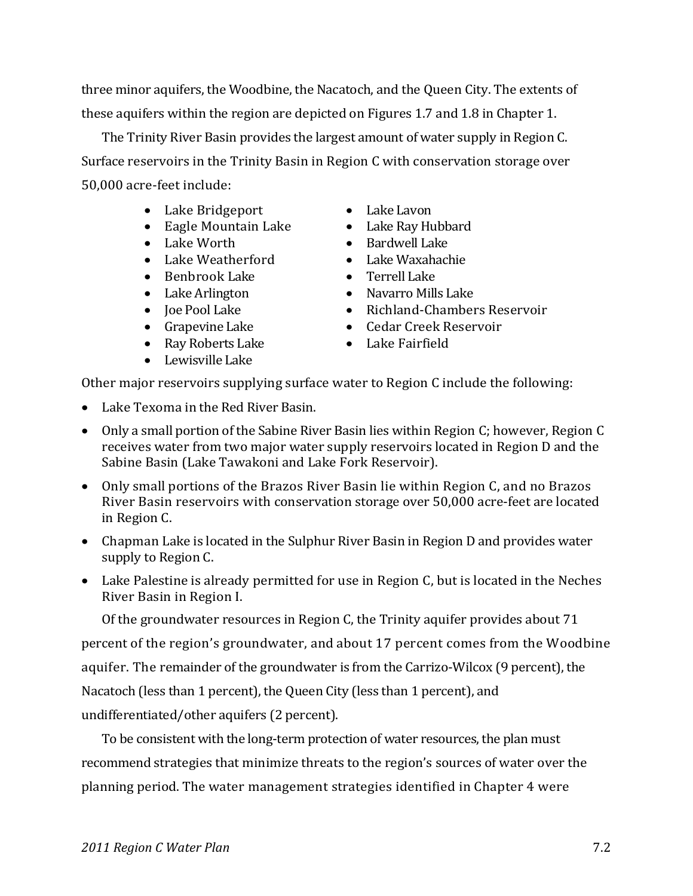three minor aquifers, the Woodbine, the Nacatoch, and the Queen City. The extents of these aquifers within the region are depicted on Figures 1.7 and 1.8 in Chapter 1.

The Trinity River Basin provides the largest amount of water supply in Region C. Surface reservoirs in the Trinity Basin in Region C with conservation storage over 50,000 acre-feet include:

- Lake Bridgeport
- Eagle Mountain Lake
- Lake Worth
- Lake Weatherford
- Benbrook Lake
- Lake Arlington
- Joe Pool Lake
- Grapevine Lake
- Ray Roberts Lake
- Lewisville Lake
- Lake Lavon
- Lake Ray Hubbard
- Bardwell Lake
- Lake Waxahachie
- Terrell Lake
- Navarro Mills Lake
- Richland-Chambers Reservoir
- Cedar Creek Reservoir
- Lake Fairfield

Other major reservoirs supplying surface water to Region C include the following:

- Lake Texoma in the Red River Basin.
- Only a small portion of the Sabine River Basin lies within Region C; however, Region C receives water from two major water supply reservoirs located in Region D and the Sabine Basin (Lake Tawakoni and Lake Fork Reservoir).
- Only small portions of the Brazos River Basin lie within Region C, and no Brazos River Basin reservoirs with conservation storage over 50,000 acre-feet are located in Region C.
- Chapman Lake is located in the Sulphur River Basin in Region D and provides water supply to Region C.
- Lake Palestine is already permitted for use in Region C, but is located in the Neches River Basin in Region I.

Of the groundwater resources in Region C, the Trinity aquifer provides about 71 percent of the region's groundwater, and about 17 percent comes from the Woodbine aquifer. The remainder of the groundwater is from the Carrizo-Wilcox (9 percent), the Nacatoch (less than 1 percent), the Queen City (less than 1 percent), and undifferentiated/other aquifers (2 percent).

To be consistent with the long-term protection of water resources, the plan must recommend strategies that minimize threats to the region's sources of water over the planning period. The water management strategies identified in Chapter 4 were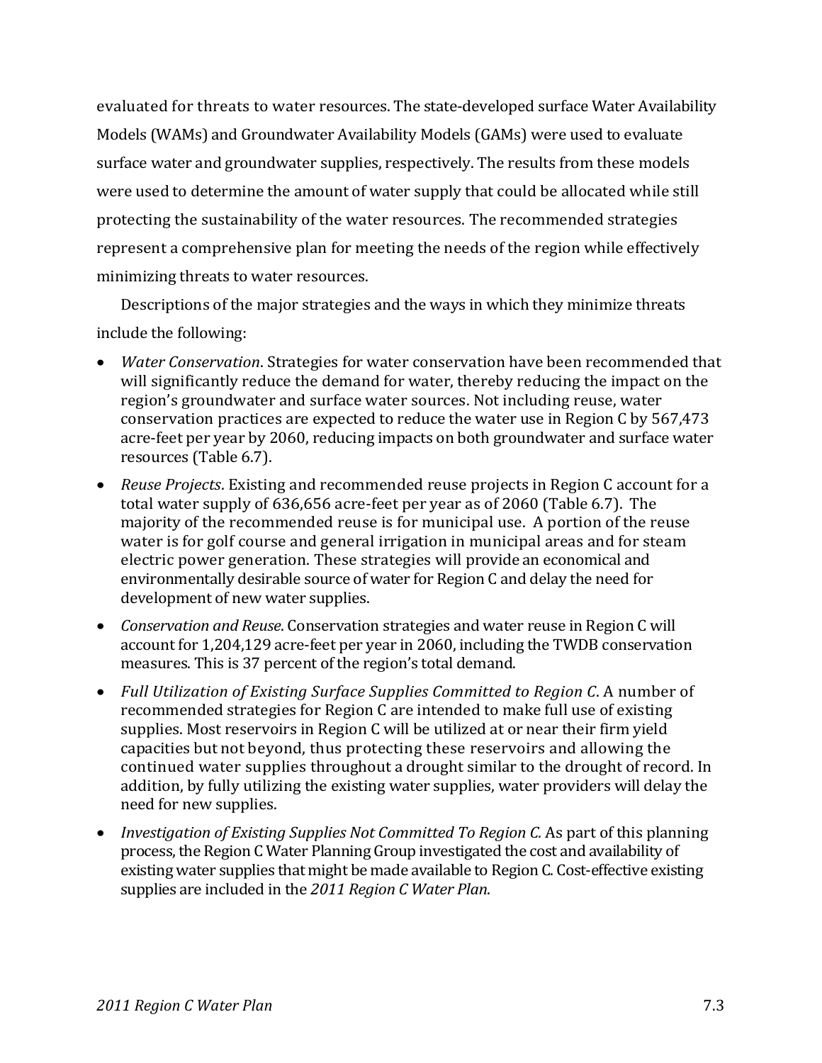evaluated for threats to water resources. The state-developed surface Water Availability Models (WAMs) and Groundwater Availability Models (GAMs) were used to evaluate surface water and groundwater supplies, respectively. The results from these models were used to determine the amount of water supply that could be allocated while still protecting the sustainability of the water resources. The recommended strategies represent a comprehensive plan for meeting the needs of the region while effectively minimizing threats to water resources.

Descriptions of the major strategies and the ways in which they minimize threats include the following:

- *Water Conservation*. Strategies for water conservation have been recommended that will significantly reduce the demand for water, thereby reducing the impact on the region's groundwater and surface water sources. Not including reuse, water conservation practices are expected to reduce the water use in Region C by 567,473 acre-feet per year by 2060, reducing impacts on both groundwater and surface water resources (Table 6.7).
- *Reuse Projects*. Existing and recommended reuse projects in Region C account for a total water supply of 636,656 acre-feet per year as of 2060 (Table 6.7). The majority of the recommended reuse is for municipal use. A portion of the reuse water is for golf course and general irrigation in municipal areas and for steam electric power generation. These strategies will provide an economical and environmentally desirable source of water for Region C and delay the need for development of new water supplies.
- *Conservation and Reuse*. Conservation strategies and water reuse in Region C will account for 1,204,129 acre-feet per year in 2060, including the TWDB conservation measures. This is 37 percent of the region's total demand.
- *Full Utilization of Existing Surface Supplies Committed to Region C*. A number of recommended strategies for Region C are intended to make full use of existing supplies. Most reservoirs in Region C will be utilized at or near their firm yield capacities but not beyond, thus protecting these reservoirs and allowing the continued water supplies throughout a drought similar to the drought of record. In addition, by fully utilizing the existing water supplies, water providers will delay the need for new supplies.
- *Investigation of Existing Supplies Not Committed To Region C.* As part of this planning process, the Region C Water Planning Group investigated the cost and availability of existing water supplies that might be made available to Region C. Cost-effective existing supplies are included in the *2011 Region C Water Plan*.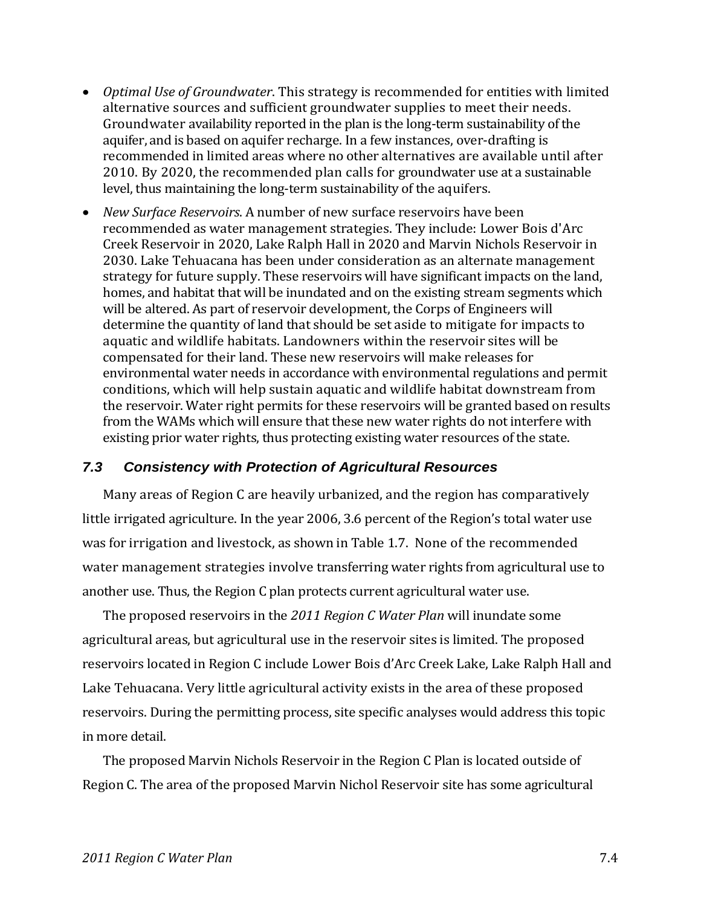- *Optimal Use of Groundwater*. This strategy is recommended for entities with limited alternative sources and sufficient groundwater supplies to meet their needs. Groundwater availability reported in the plan is the long-term sustainability of the aquifer, and is based on aquifer recharge. In a few instances, over-drafting is recommended in limited areas where no other alternatives are available until after 2010. By 2020, the recommended plan calls for groundwater use at a sustainable level, thus maintaining the long-term sustainability of the aquifers.
- *New Surface Reservoirs*. A number of new surface reservoirs have been recommended as water management strategies. They include: Lower Bois d'Arc Creek Reservoir in 2020, Lake Ralph Hall in 2020 and Marvin Nichols Reservoir in 2030. Lake Tehuacana has been under consideration as an alternate management strategy for future supply. These reservoirs will have significant impacts on the land, homes, and habitat that will be inundated and on the existing stream segments which will be altered. As part of reservoir development, the Corps of Engineers will determine the quantity of land that should be set aside to mitigate for impacts to aquatic and wildlife habitats. Landowners within the reservoir sites will be compensated for their land. These new reservoirs will make releases for environmental water needs in accordance with environmental regulations and permit conditions, which will help sustain aquatic and wildlife habitat downstream from the reservoir. Water right permits for these reservoirs will be granted based on results from the WAMs which will ensure that these new water rights do not interfere with existing prior water rights, thus protecting existing water resources of the state.

## *7.3 Consistency with Protection of Agricultural Resources*

Many areas of Region C are heavily urbanized, and the region has comparatively little irrigated agriculture. In the year 2006, 3.6 percent of the Region's total water use was for irrigation and livestock, as shown in Table 1.7. None of the recommended water management strategies involve transferring water rights from agricultural use to another use. Thus, the Region C plan protects current agricultural water use.

The proposed reservoirs in the *2011 Region C Water Plan* will inundate some agricultural areas, but agricultural use in the reservoir sites is limited. The proposed reservoirs located in Region C include Lower Bois d'Arc Creek Lake, Lake Ralph Hall and Lake Tehuacana. Very little agricultural activity exists in the area of these proposed reservoirs. During the permitting process, site specific analyses would address this topic in more detail.

The proposed Marvin Nichols Reservoir in the Region C Plan is located outside of Region C. The area of the proposed Marvin Nichol Reservoir site has some agricultural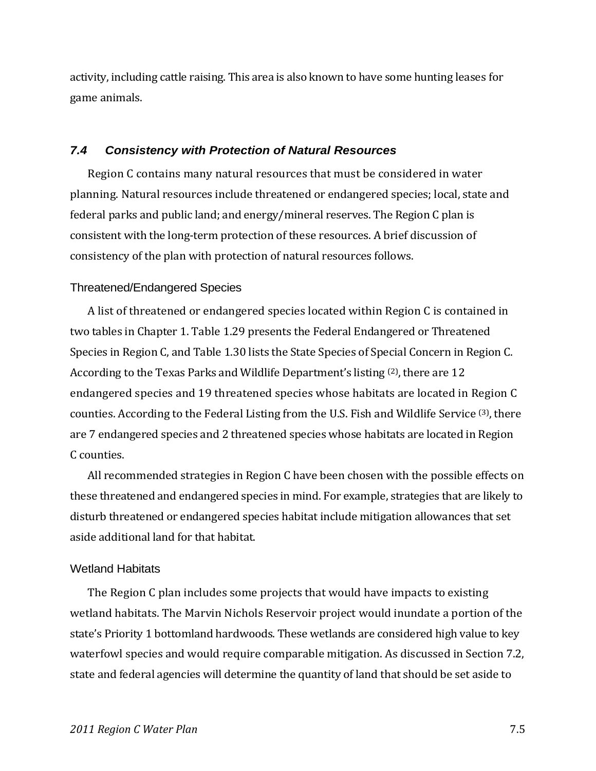activity, including cattle raising. This area is also known to have some hunting leases for game animals.

## 7.4 Consistency with Protection of Natural Resources

Region C contains many natural resources that must be considered in water planning. Natural resources include threatened or endangered species; local, state and federal parks and public land; and energy/mineral reserves. The Region C plan is consistent with the long-term protection of these resources. A brief discussion of consistency of the plan with protection of natural resources follows.

### Threatened/Endangered Species

A list of threatened or endangered species located within Region C is contained in two tables in Chapter 1. Table 1.29 presents the Federal Endangered or Threatened Species in Region C, and Table 1.30 lists the State Species of Special Concern in Region C. According to the Texas Parks and Wildlife Department's listing (2), there are 12 endangered species and 19 threatened species whose habitats are located in Region C counties. According to the Federal Listing from the U.S. Fish and Wildlife Service (3), there are 7 endangered species and 2 threatened species whose habitats are located in Region C counties.

All recommended strategies in Region C have been chosen with the possible effects on these threatened and endangered species in mind. For example, strategies that are likely to disturb threatened or endangered species habitat include mitigation allowances that set aside additional land for that habitat.

### Wetland Habitats

The Region C plan includes some projects that would have impacts to existing wetland habitats. The Marvin Nichols Reservoir project would inundate a portion of the state's Priority 1 bottomland hardwoods. These wetlands are considered high value to key waterfowl species and would require comparable mitigation. As discussed in Section 7.2, state and federal agencies will determine the quantity of land that should be set aside to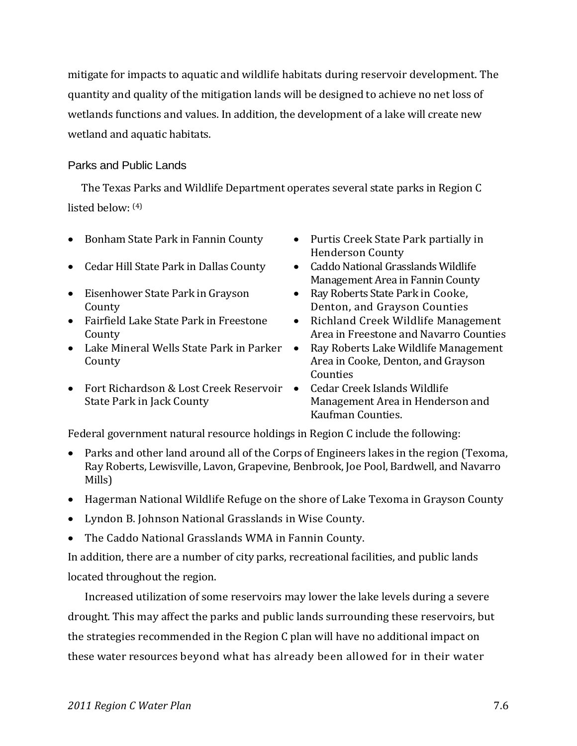mitigate for impacts to aquatic and wildlife habitats during reservoir development. The quantity and quality of the mitigation lands will be designed to achieve no net loss of wetlands functions and values. In addition, the development of a lake will create new wetland and aquatic habitats.

### Parks and Public Lands

The Texas Parks and Wildlife Department operates several state parks in Region C listed below: (4)

- Bonham State Park in Fannin County
- Cedar Hill State Park in Dallas County
- Eisenhower State Park in Grayson County
- Fairfield Lake State Park in Freestone County
- Lake Mineral Wells State Park in Parker County
- Fort Richardson & Lost Creek Reservoir State Park in Jack County
- Purtis Creek State Park partially in Henderson County
- Caddo National Grasslands Wildlife Management Area in Fannin County
- Ray Roberts State Park in Cooke, Denton, and Grayson Counties
- Richland Creek Wildlife Management Area in Freestone and Navarro Counties
- Ray Roberts Lake Wildlife Management Area in Cooke, Denton, and Grayson Counties
- Cedar Creek Islands Wildlife Management Area in Henderson and Kaufman Counties.

Federal government natural resource holdings in Region C include the following:

- Parks and other land around all of the Corps of Engineers lakes in the region (Texoma, Ray Roberts, Lewisville, Lavon, Grapevine, Benbrook, Joe Pool, Bardwell, and Navarro Mills)
- Hagerman National Wildlife Refuge on the shore of Lake Texoma in Grayson County
- Lyndon B. Johnson National Grasslands in Wise County.
- The Caddo National Grasslands WMA in Fannin County.

In addition, there are a number of city parks, recreational facilities, and public lands located throughout the region.

Increased utilization of some reservoirs may lower the lake levels during a severe drought. This may affect the parks and public lands surrounding these reservoirs, but the strategies recommended in the Region C plan will have no additional impact on these water resources beyond what has already been allowed for in their water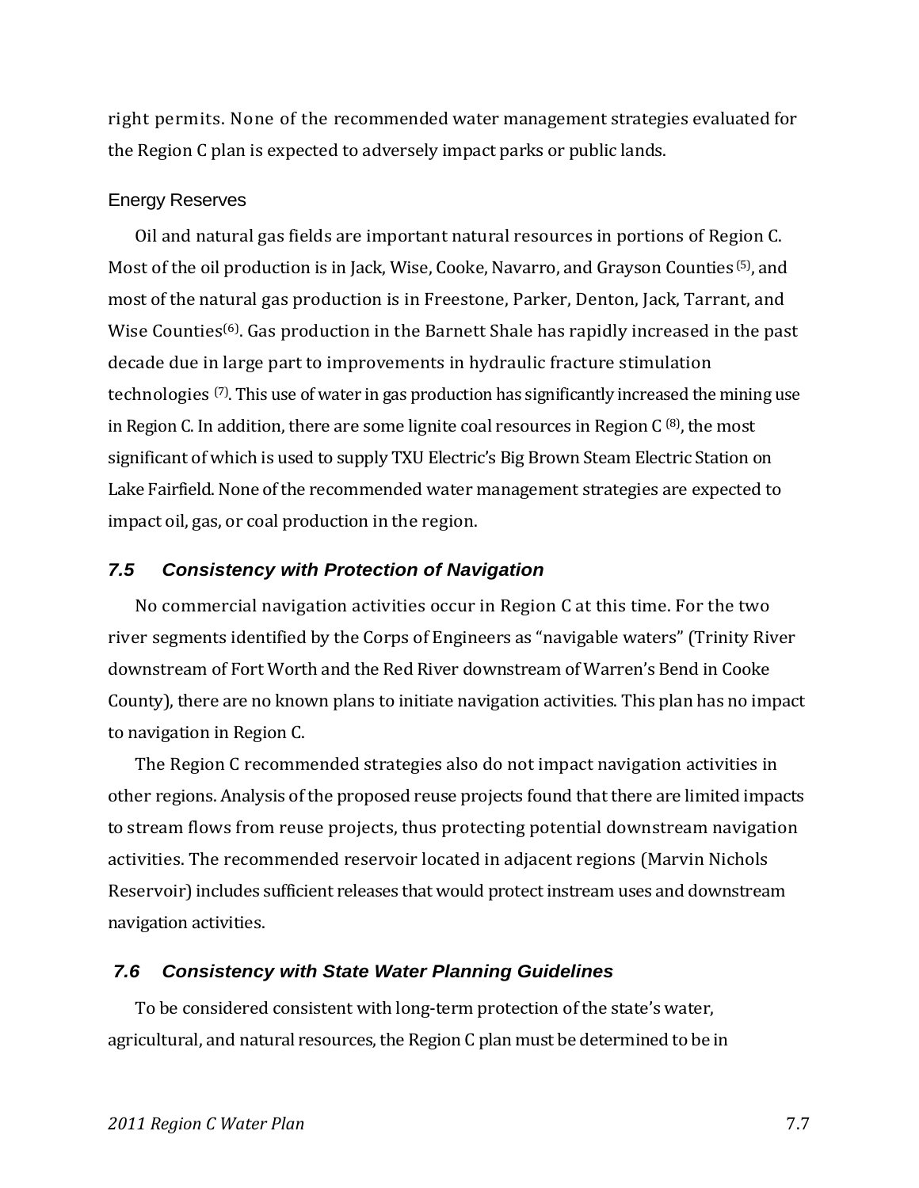right permits. None of the recommended water management strategies evaluated for the Region C plan is expected to adversely impact parks or public lands.

### Energy Reserves

Oil and natural gas fields are important natural resources in portions of Region C. Most of the oil production is in Jack, Wise, Cooke, Navarro, and Grayson Counties [5], and most of the natural gas production is in Freestone, Parker, Denton, Jack, Tarrant, and Wise Counties[6]. Gas production in the Barnett Shale has rapidly increased in the past decade due in large part to improvements in hydraulic fracture stimulation technologies [7]. This use of water in gas production has significantly increased the mining use in Region C. In addition, there are some lignite coal resources in Region C [8], the most significant of which is used to supply TXU Electric's Big Brown Steam Electric Station on Lake Fairfield. None of the recommended water management strategies are expected to impact oil, gas, or coal production in the region.

## *7.5 Consistency with Protection of Navigation*

No commercial navigation activities occur in Region C at this time. For the two river segments identified by the Corps of Engineers as "navigable waters" (Trinity River downstream of Fort Worth and the Red River downstream of Warren's Bend in Cooke County), there are no known plans to initiate navigation activities. This plan has no impact to navigation in Region C.

The Region C recommended strategies also do not impact navigation activities in other regions. Analysis of the proposed reuse projects found that there are limited impacts to stream flows from reuse projects, thus protecting potential downstream navigation activities. The recommended reservoir located in adjacent regions (Marvin Nichols Reservoir) includes sufficient releases that would protect instream uses and downstream navigation activities.

## *7.6 Consistency with State Water Planning Guidelines*

To be considered consistent with long-term protection of the state's water, agricultural, and natural resources, the Region C plan must be determined to be in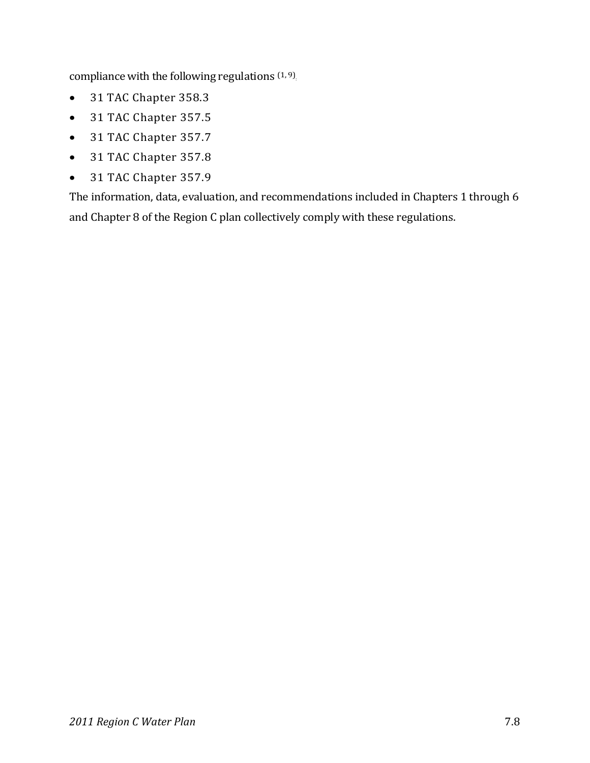compliance with the following regulations [1, 9].

- 31 TAC Chapter 358.3
- 31 TAC Chapter 357.5
- 31 TAC Chapter 357.7
- 31 TAC Chapter 357.8
- 31 TAC Chapter 357.9

The information, data, evaluation, and recommendations included in Chapters 1 through 6 and Chapter 8 of the Region C plan collectively comply with these regulations.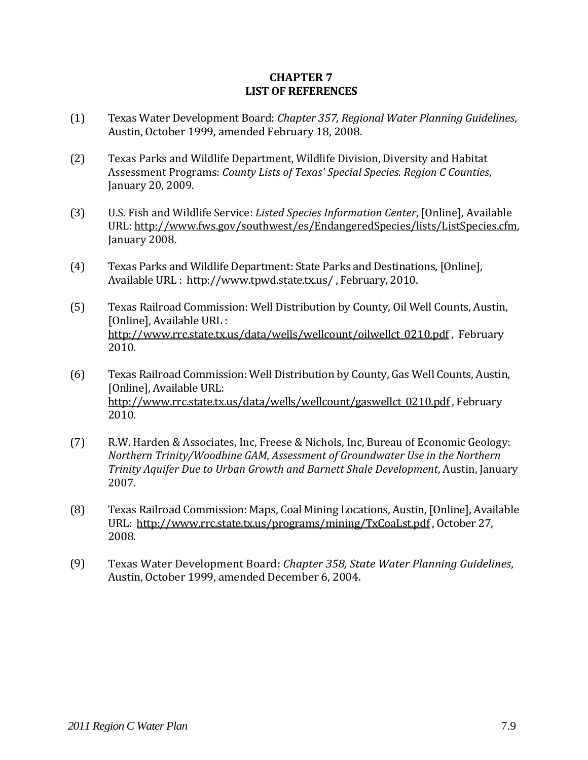# CHAPTER 7
# LIST OF REFERENCES

(1) Texas Water Development Board: *Chapter 357, Regional Water Planning Guidelines*, Austin, October 1999, amended February 18, 2008.

(2) Texas Parks and Wildlife Department, Wildlife Division, Diversity and Habitat Assessment Programs: *County Lists of Texas' Special Species. Region C Counties*, January 20, 2009.

(3) U.S. Fish and Wildlife Service: *Listed Species Information Center*, [Online], Available URL: http://www.fws.gov/southwest/es/EndangeredSpecies/lists/ListSpecies.cfm, January 2008.

(4) Texas Parks and Wildlife Department: State Parks and Destinations, [Online], Available URL : http://www.tpwd.state.tx.us/ , February, 2010.

(5) Texas Railroad Commission: Well Distribution by County, Oil Well Counts, Austin, [Online], Available URL : http://www.rrc.state.tx.us/data/wells/wellcount/oilwellct_0210.pdf , February 2010.

(6) Texas Railroad Commission: Well Distribution by County, Gas Well Counts, Austin, [Online], Available URL: http://www.rrc.state.tx.us/data/wells/wellcount/gaswellct_0210.pdf , February 2010.

(7) R.W. Harden & Associates, Inc, Freese & Nichols, Inc, Bureau of Economic Geology: *Northern Trinity/Woodbine GAM, Assessment of Groundwater Use in the Northern Trinity Aquifer Due to Urban Growth and Barnett Shale Development*, Austin, January 2007.

(8) Texas Railroad Commission: Maps, Coal Mining Locations, Austin, [Online], Available URL: http://www.rrc.state.tx.us/programs/mining/TxCoaLst.pdf , October 27, 2008.

(9) Texas Water Development Board: *Chapter 358, State Water Planning Guidelines*, Austin, October 1999, amended December 6, 2004.